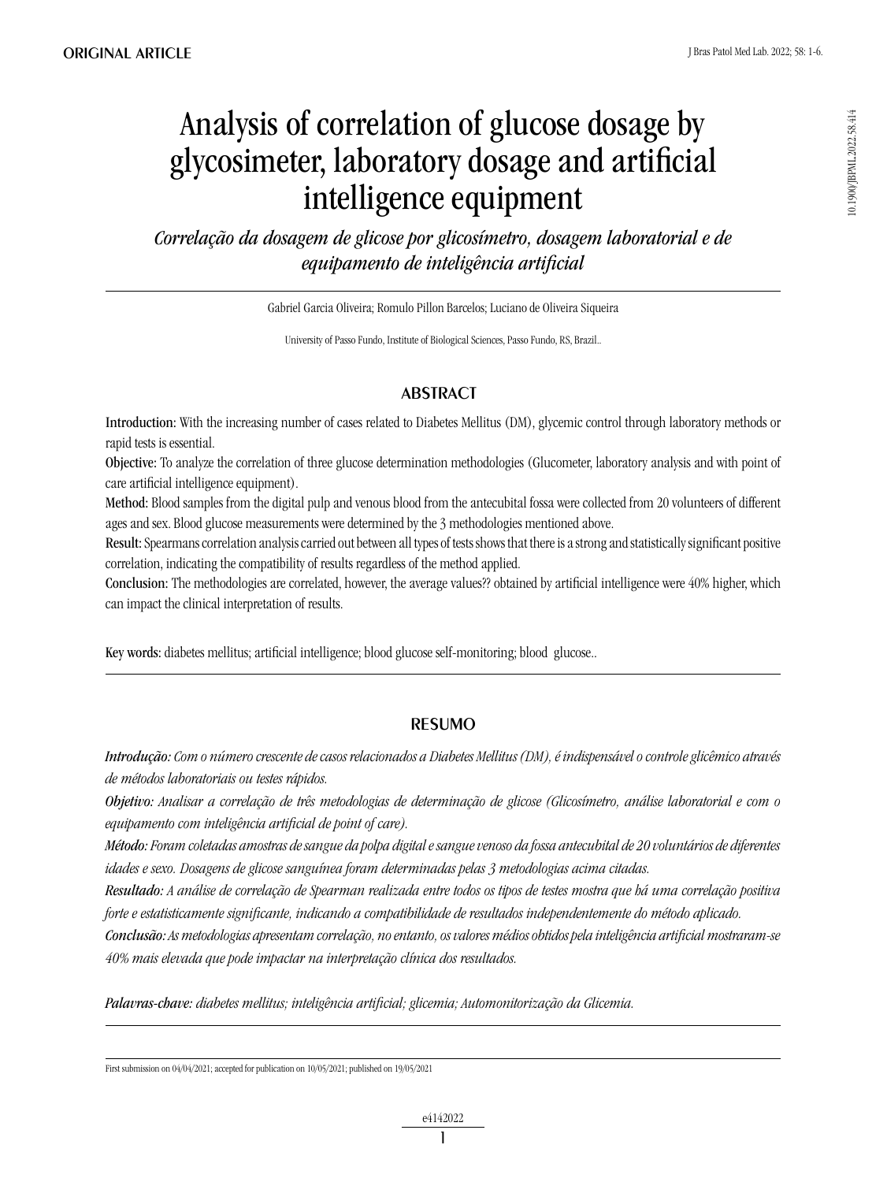ORIGINAL ARTICLE

# Analysis of correlation of glucose dosage by glycosimeter, laboratory dosage and artificial intelligence equipment

*Correlação da dosagem de glicose por glicosímetro, dosagem laboratorial e de equipamento de inteligência artificial*

Gabriel Garcia Oliveira; Romulo Pillon Barcelos; Luciano de Oliveira Siqueira

University of Passo Fundo, Institute of Biological Sciences, Passo Fundo, RS, Brazil..

## ABSTRACT

**Introduction:** With the increasing number of cases related to Diabetes Mellitus (DM), glycemic control through laboratory methods or rapid tests is essential.

**Objective:** To analyze the correlation of three glucose determination methodologies (Glucometer, laboratory analysis and with point of care artificial intelligence equipment).

**Method:** Blood samples from the digital pulp and venous blood from the antecubital fossa were collected from 20 volunteers of different ages and sex. Blood glucose measurements were determined by the 3 methodologies mentioned above.

**Result:** Spearmans correlation analysis carried out between all types of tests shows that there is a strong and statistically significant positive correlation, indicating the compatibility of results regardless of the method applied.

**Conclusion:** The methodologies are correlated, however, the average values?? obtained by artificial intelligence were 40% higher, which can impact the clinical interpretation of results.

**Key words:** diabetes mellitus; artificial intelligence; blood glucose self-monitoring; blood glucose..

## RESUMO

***Introdução:*** *Com o número crescente de casos relacionados a Diabetes Mellitus (DM), é indispensável o controle glicêmico através de métodos laboratoriais ou testes rápidos.*

***Objetivo:*** *Analisar a correlação de três metodologias de determinação de glicose (Glicosímetro, análise laboratorial e com o equipamento com inteligência artificial de point of care).*

***Método:*** *Foram coletadas amostras de sangue da polpa digital e sangue venoso da fossa antecubital de 20 voluntários de diferentes idades e sexo. Dosagens de glicose sanguínea foram determinadas pelas 3 metodologias acima citadas.*

***Resultado:*** *A análise de correlação de Spearman realizada entre todos os tipos de testes mostra que há uma correlação positiva forte e estatisticamente significante, indicando a compatibilidade de resultados independentemente do método aplicado.*

***Conclusão:*** *As metodologias apresentam correlação, no entanto, os valores médios obtidos pela inteligência artificial mostraram-se 40% mais elevada que pode impactar na interpretação clínica dos resultados.*

***Palavras-chave:*** *diabetes mellitus; inteligência artificial; glicemia; Automonitorização da Glicemia.*

First submission on 04/04/2021; accepted for publication on 10/05/2021; published on 19/05/2021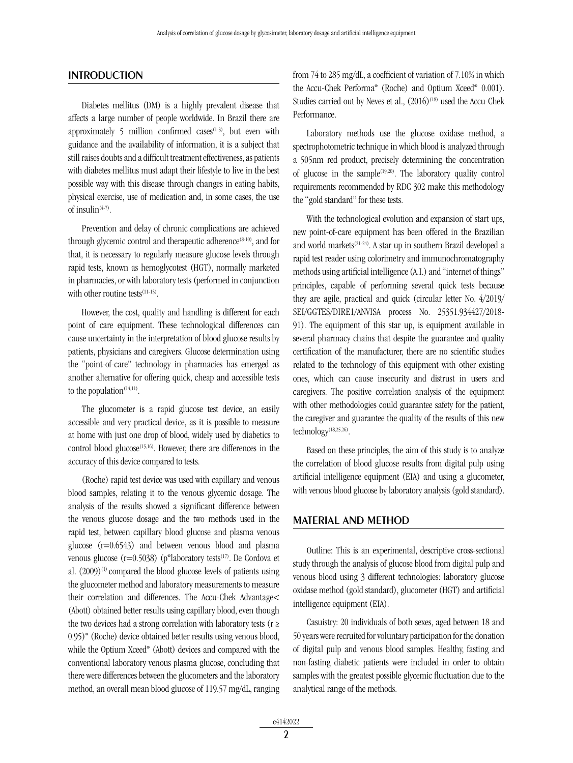## INTRODUCTION

Diabetes mellitus (DM) is a highly prevalent disease that affects a large number of people worldwide. In Brazil there are approximately 5 million confirmed cases[1-3], but even with guidance and the availability of information, it is a subject that still raises doubts and a difficult treatment effectiveness, as patients with diabetes mellitus must adapt their lifestyle to live in the best possible way with this disease through changes in eating habits, physical exercise, use of medication and, in some cases, the use of insulin[4-7].

Prevention and delay of chronic complications are achieved through glycemic control and therapeutic adherence[8-10], and for that, it is necessary to regularly measure glucose levels through rapid tests, known as hemoglycotest (HGT), normally marketed in pharmacies, or with laboratory tests (performed in conjunction with other routine tests[11-13].

However, the cost, quality and handling is different for each point of care equipment. These technological differences can cause uncertainty in the interpretation of blood glucose results by patients, physicians and caregivers. Glucose determination using the "point-of-care" technology in pharmacies has emerged as another alternative for offering quick, cheap and accessible tests to the population[14,11].

The glucometer is a rapid glucose test device, an easily accessible and very practical device, as it is possible to measure at home with just one drop of blood, widely used by diabetics to control blood glucose[15,16]. However, there are differences in the accuracy of this device compared to tests.

(Roche) rapid test device was used with capillary and venous blood samples, relating it to the venous glycemic dosage. The analysis of the results showed a significant difference between the venous glucose dosage and the two methods used in the rapid test, between capillary blood glucose and plasma venous glucose (r=0.6543) and between venous blood and plasma venous glucose (r=0.5038) (p®laboratory tests[17]. De Cordova et al. (2009)[1] compared the blood glucose levels of patients using the glucometer method and laboratory measurements to measure their correlation and differences. The Accu-Chek Advantage< (Abott) obtained better results using capillary blood, even though the two devices had a strong correlation with laboratory tests (r ≥ 0.95)® (Roche) device obtained better results using venous blood, while the Optium Xceed® (Abott) devices and compared with the conventional laboratory venous plasma glucose, concluding that there were differences between the glucometers and the laboratory method, an overall mean blood glucose of 119.57 mg/dL, ranging from 74 to 285 mg/dL, a coefficient of variation of 7.10% in which the Accu-Chek Performa® (Roche) and Optium Xceed® 0.001). Studies carried out by Neves et al., (2016)[18] used the Accu-Chek Performance.

Laboratory methods use the glucose oxidase method, a spectrophotometric technique in which blood is analyzed through a 505nm red product, precisely determining the concentration of glucose in the sample[19,20]. The laboratory quality control requirements recommended by RDC 302 make this methodology the "gold standard" for these tests.

With the technological evolution and expansion of start ups, new point-of-care equipment has been offered in the Brazilian and world markets[21-24]. A star up in southern Brazil developed a rapid test reader using colorimetry and immunochromatography methods using artificial intelligence (A.I.) and "internet of things" principles, capable of performing several quick tests because they are agile, practical and quick (circular letter No. 4/2019/SEI/GGTES/DIRE1/ANVISA process No. 25351.934427/2018-91). The equipment of this star up, is equipment available in several pharmacy chains that despite the guarantee and quality certification of the manufacturer, there are no scientific studies related to the technology of this equipment with other existing ones, which can cause insecurity and distrust in users and caregivers. The positive correlation analysis of the equipment with other methodologies could guarantee safety for the patient, the caregiver and guarantee the quality of the results of this new technology[18,25,26].

Based on these principles, the aim of this study is to analyze the correlation of blood glucose results from digital pulp using artificial intelligence equipment (EIA) and using a glucometer, with venous blood glucose by laboratory analysis (gold standard).

## MATERIAL AND METHOD

Outline: This is an experimental, descriptive cross-sectional study through the analysis of glucose blood from digital pulp and venous blood using 3 different technologies: laboratory glucose oxidase method (gold standard), glucometer (HGT) and artificial intelligence equipment (EIA).

Casuistry: 20 individuals of both sexes, aged between 18 and 50 years were recruited for voluntary participation for the donation of digital pulp and venous blood samples. Healthy, fasting and non-fasting diabetic patients were included in order to obtain samples with the greatest possible glycemic fluctuation due to the analytical range of the methods.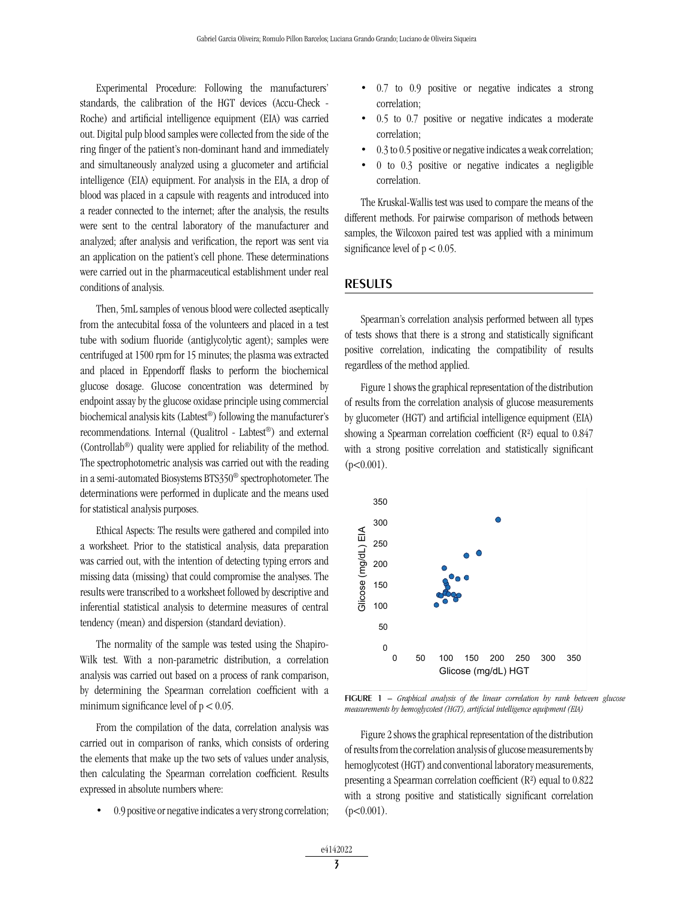Experimental Procedure: Following the manufacturers' standards, the calibration of the HGT devices (Accu-Check - Roche) and artificial intelligence equipment (EIA) was carried out. Digital pulp blood samples were collected from the side of the ring finger of the patient's non-dominant hand and immediately and simultaneously analyzed using a glucometer and artificial intelligence (EIA) equipment. For analysis in the EIA, a drop of blood was placed in a capsule with reagents and introduced into a reader connected to the internet; after the analysis, the results were sent to the central laboratory of the manufacturer and analyzed; after analysis and verification, the report was sent via an application on the patient's cell phone. These determinations were carried out in the pharmaceutical establishment under real conditions of analysis.

Then, 5mL samples of venous blood were collected aseptically from the antecubital fossa of the volunteers and placed in a test tube with sodium fluoride (antiglycolytic agent); samples were centrifuged at 1500 rpm for 15 minutes; the plasma was extracted and placed in Eppendorff flasks to perform the biochemical glucose dosage. Glucose concentration was determined by endpoint assay by the glucose oxidase principle using commercial biochemical analysis kits (Labtest®) following the manufacturer's recommendations. Internal (Qualitrol - Labtest®) and external (Controllab®) quality were applied for reliability of the method. The spectrophotometric analysis was carried out with the reading in a semi-automated Biosystems BTS350® spectrophotometer. The determinations were performed in duplicate and the means used for statistical analysis purposes.

Ethical Aspects: The results were gathered and compiled into a worksheet. Prior to the statistical analysis, data preparation was carried out, with the intention of detecting typing errors and missing data (missing) that could compromise the analyses. The results were transcribed to a worksheet followed by descriptive and inferential statistical analysis to determine measures of central tendency (mean) and dispersion (standard deviation).

The normality of the sample was tested using the Shapiro-Wilk test. With a non-parametric distribution, a correlation analysis was carried out based on a process of rank comparison, by determining the Spearman correlation coefficient with a minimum significance level of $p < 0.05$.

From the compilation of the data, correlation analysis was carried out in comparison of ranks, which consists of ordering the elements that make up the two sets of values under analysis, then calculating the Spearman correlation coefficient. Results expressed in absolute numbers where:

- 0.9 positive or negative indicates a very strong correlation;
- 0.7 to 0.9 positive or negative indicates a strong correlation;
- 0.5 to 0.7 positive or negative indicates a moderate correlation;
- 0.3 to 0.5 positive or negative indicates a weak correlation;
- 0 to 0.3 positive or negative indicates a negligible correlation.

The Kruskal-Wallis test was used to compare the means of the different methods. For pairwise comparison of methods between samples, the Wilcoxon paired test was applied with a minimum significance level of $p < 0.05$.

## RESULTS

Spearman's correlation analysis performed between all types of tests shows that there is a strong and statistically significant positive correlation, indicating the compatibility of results regardless of the method applied.

Figure 1 shows the graphical representation of the distribution of results from the correlation analysis of glucose measurements by glucometer (HGT) and artificial intelligence equipment (EIA) showing a Spearman correlation coefficient ($R^2$) equal to 0.847 with a strong positive correlation and statistically significant ($p<0.001$).

**FIGURE 1** – *Graphical analysis of the linear correlation by rank between glucose measurements by hemoglycotest (HGT), artificial intelligence equipment (EIA)*

Figure 2 shows the graphical representation of the distribution of results from the correlation analysis of glucose measurements by hemoglycotest (HGT) and conventional laboratory measurements, presenting a Spearman correlation coefficient ($R^2$) equal to 0.822 with a strong positive and statistically significant correlation ($p<0.001$).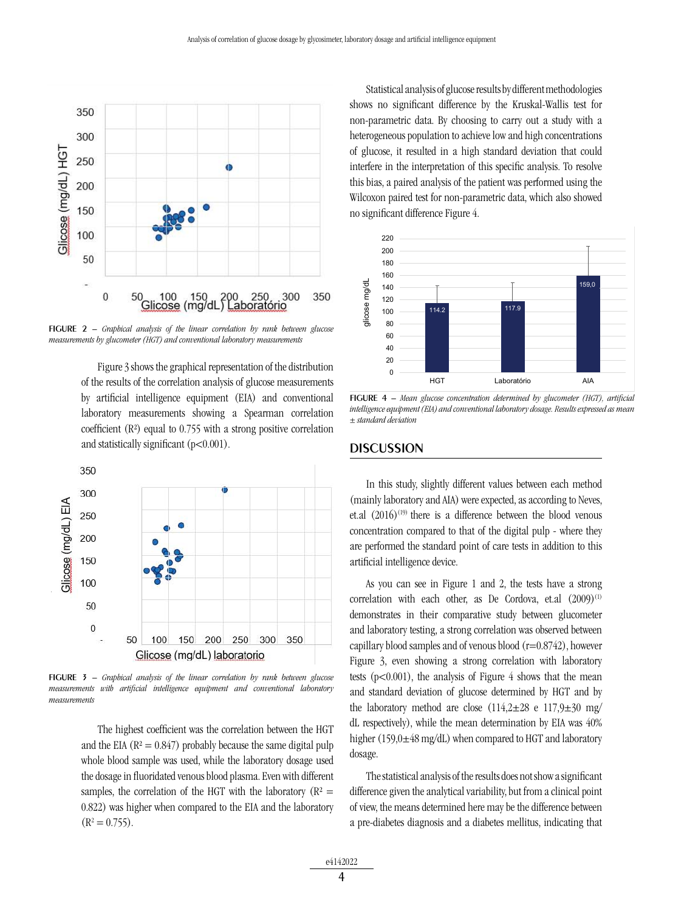FIGURE 2 – *Graphical analysis of the linear correlation by rank between glucose measurements by glucometer (HGT) and conventional laboratory measurements*

Figure 3 shows the graphical representation of the distribution of the results of the correlation analysis of glucose measurements by artificial intelligence equipment (EIA) and conventional laboratory measurements showing a Spearman correlation coefficient ($R^2$) equal to 0.755 with a strong positive correlation and statistically significant ($p<0.001$).

FIGURE 3 – *Graphical analysis of the linear correlation by rank between glucose measurements with artificial intelligence equipment and conventional laboratory measurements*

The highest coefficient was the correlation between the HGT and the EIA ($R^2 = 0.847$) probably because the same digital pulp whole blood sample was used, while the laboratory dosage used the dosage in fluoridated venous blood plasma. Even with different samples, the correlation of the HGT with the laboratory ($R^2 = 0.822$) was higher when compared to the EIA and the laboratory ($R^2 = 0.755$).

Statistical analysis of glucose results by different methodologies shows no significant difference by the Kruskal-Wallis test for non-parametric data. By choosing to carry out a study with a heterogeneous population to achieve low and high concentrations of glucose, it resulted in a high standard deviation that could interfere in the interpretation of this specific analysis. To resolve this bias, a paired analysis of the patient was performed using the Wilcoxon paired test for non-parametric data, which also showed no significant difference Figure 4.

FIGURE 4 – *Mean glucose concentration determined by glucometer (HGT), artificial intelligence equipment (EIA) and conventional laboratory dosage. Results expressed as mean ± standard deviation*

## DISCUSSION

In this study, slightly different values between each method (mainly laboratory and AIA) were expected, as according to Neves, et.al (2016)[19] there is a difference between the blood venous concentration compared to that of the digital pulp - where they are performed the standard point of care tests in addition to this artificial intelligence device.

As you can see in Figure 1 and 2, the tests have a strong correlation with each other, as De Cordova, et.al (2009)[1] demonstrates in their comparative study between glucometer and laboratory testing, a strong correlation was observed between capillary blood samples and of venous blood (r=0.8742), however Figure 3, even showing a strong correlation with laboratory tests ($p<0.001$), the analysis of Figure 4 shows that the mean and standard deviation of glucose determined by HGT and by the laboratory method are close (114,2±28 e 117,9±30 mg/dL respectively), while the mean determination by EIA was 40% higher (159,0±48 mg/dL) when compared to HGT and laboratory dosage.

The statistical analysis of the results does not show a significant difference given the analytical variability, but from a clinical point of view, the means determined here may be the difference between a pre-diabetes diagnosis and a diabetes mellitus, indicating that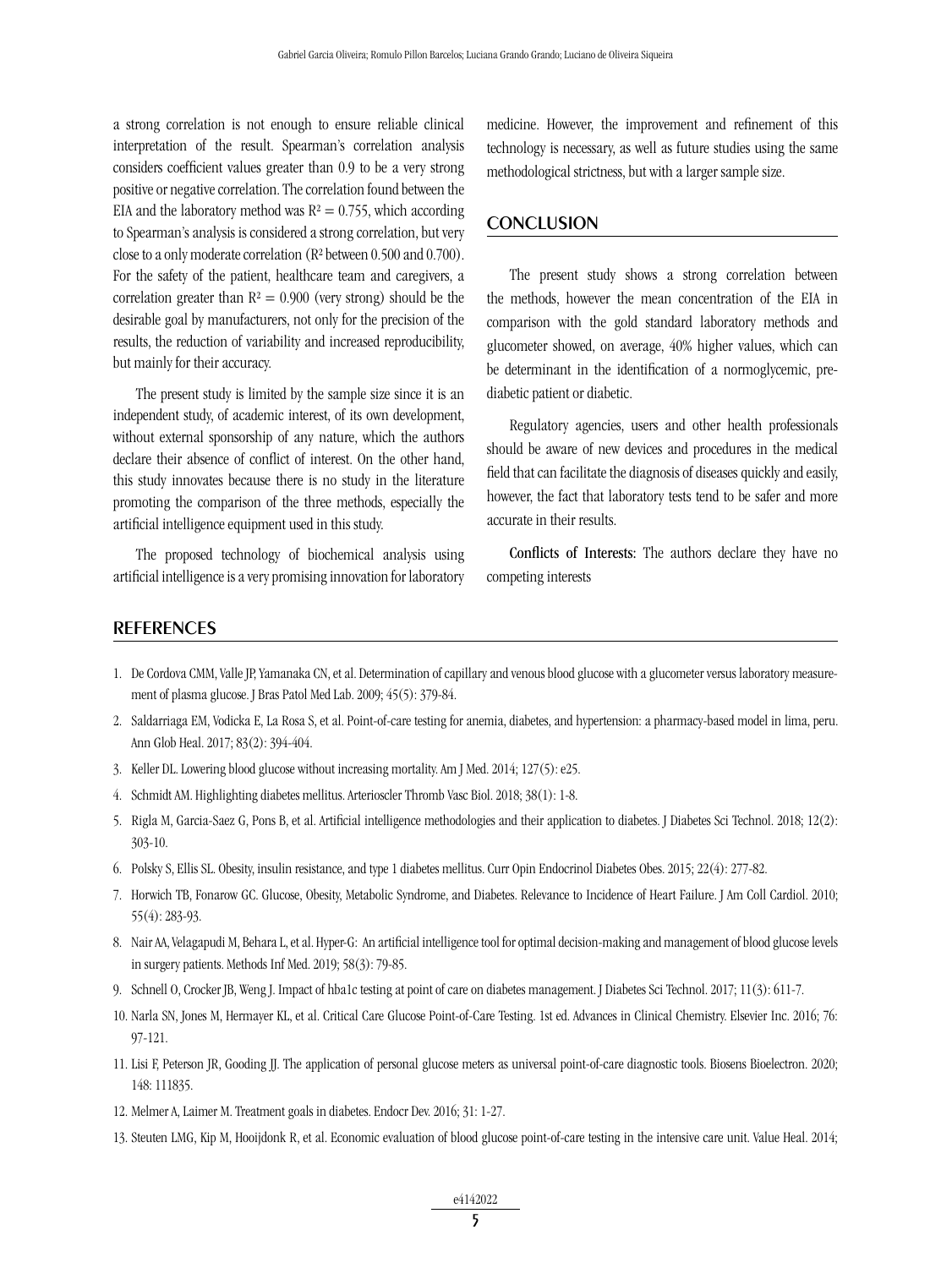a strong correlation is not enough to ensure reliable clinical interpretation of the result. Spearman's correlation analysis considers coefficient values greater than 0.9 to be a very strong positive or negative correlation. The correlation found between the EIA and the laboratory method was $R^2 = 0.755$, which according to Spearman's analysis is considered a strong correlation, but very close to a only moderate correlation ($R^2$ between 0.500 and 0.700). For the safety of the patient, healthcare team and caregivers, a correlation greater than $R^2 = 0.900$ (very strong) should be the desirable goal by manufacturers, not only for the precision of the results, the reduction of variability and increased reproducibility, but mainly for their accuracy.

The present study is limited by the sample size since it is an independent study, of academic interest, of its own development, without external sponsorship of any nature, which the authors declare their absence of conflict of interest. On the other hand, this study innovates because there is no study in the literature promoting the comparison of the three methods, especially the artificial intelligence equipment used in this study.

The proposed technology of biochemical analysis using artificial intelligence is a very promising innovation for laboratory medicine. However, the improvement and refinement of this technology is necessary, as well as future studies using the same methodological strictness, but with a larger sample size.

## CONCLUSION

The present study shows a strong correlation between the methods, however the mean concentration of the EIA in comparison with the gold standard laboratory methods and glucometer showed, on average, 40% higher values, which can be determinant in the identification of a normoglycemic, pre-diabetic patient or diabetic.

Regulatory agencies, users and other health professionals should be aware of new devices and procedures in the medical field that can facilitate the diagnosis of diseases quickly and easily, however, the fact that laboratory tests tend to be safer and more accurate in their results.

**Conflicts of Interests:** The authors declare they have no competing interests

## REFERENCES

1. De Cordova CMM, Valle JP, Yamanaka CN, et al. Determination of capillary and venous blood glucose with a glucometer versus laboratory measurement of plasma glucose. J Bras Patol Med Lab. 2009; 45(5): 379-84.
2. Saldarriaga EM, Vodicka E, La Rosa S, et al. Point-of-care testing for anemia, diabetes, and hypertension: a pharmacy-based model in lima, peru. Ann Glob Heal. 2017; 83(2): 394-404.
3. Keller DL. Lowering blood glucose without increasing mortality. Am J Med. 2014; 127(5): e25.
4. Schmidt AM. Highlighting diabetes mellitus. Arterioscler Thromb Vasc Biol. 2018; 38(1): 1-8.
5. Rigla M, Garcia-Saez G, Pons B, et al. Artificial intelligence methodologies and their application to diabetes. J Diabetes Sci Technol. 2018; 12(2): 303-10.
6. Polsky S, Ellis SL. Obesity, insulin resistance, and type 1 diabetes mellitus. Curr Opin Endocrinol Diabetes Obes. 2015; 22(4): 277-82.
7. Horwich TB, Fonarow GC. Glucose, Obesity, Metabolic Syndrome, and Diabetes. Relevance to Incidence of Heart Failure. J Am Coll Cardiol. 2010; 55(4): 283-93.
8. Nair AA, Velagapudi M, Behara L, et al. Hyper-G: An artificial intelligence tool for optimal decision-making and management of blood glucose levels in surgery patients. Methods Inf Med. 2019; 58(3): 79-85.
9. Schnell O, Crocker JB, Weng J. Impact of hba1c testing at point of care on diabetes management. J Diabetes Sci Technol. 2017; 11(3): 611-7.
10. Narla SN, Jones M, Hermayer KL, et al. Critical Care Glucose Point-of-Care Testing. 1st ed. Advances in Clinical Chemistry. Elsevier Inc. 2016; 76: 97-121.
11. Lisi F, Peterson JR, Gooding JJ. The application of personal glucose meters as universal point-of-care diagnostic tools. Biosens Bioelectron. 2020; 148: 111835.
12. Melmer A, Laimer M. Treatment goals in diabetes. Endocr Dev. 2016; 31: 1-27.
13. Steuten LMG, Kip M, Hooijdonk R, et al. Economic evaluation of blood glucose point-of-care testing in the intensive care unit. Value Heal. 2014;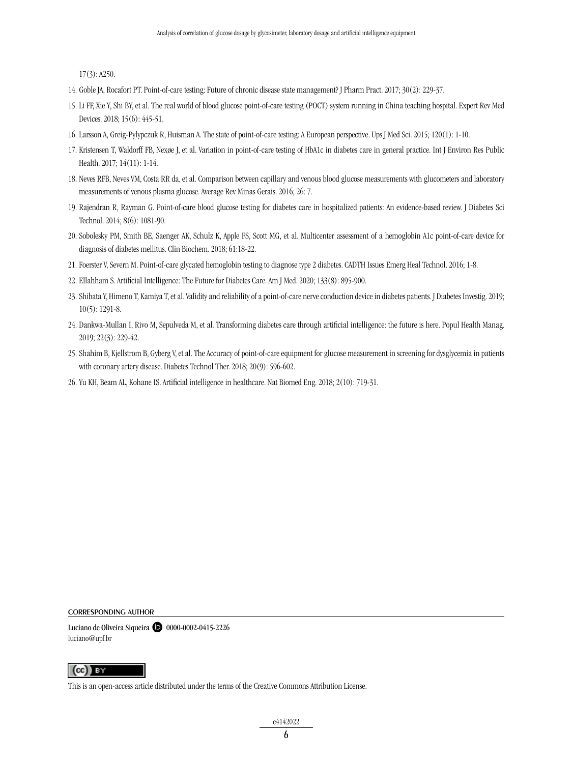17(3): A250.

14. Goble JA, Rocafort PT. Point-of-care testing: Future of chronic disease state management? J Pharm Pract. 2017; 30(2): 229-37.
15. Li FF, Xie Y, Shi BY, et al. The real world of blood glucose point-of-care testing (POCT) system running in China teaching hospital. Expert Rev Med Devices. 2018; 15(6): 445-51.
16. Larsson A, Greig-Pylypczuk R, Huisman A. The state of point-of-care testing: A European perspective. Ups J Med Sci. 2015; 120(1): 1-10.
17. Kristensen T, Waldorff FB, Nexøe J, et al. Variation in point-of-care testing of HbA1c in diabetes care in general practice. Int J Environ Res Public Health. 2017; 14(11): 1-14.
18. Neves RFB, Neves VM, Costa RR da, et al. Comparison between capillary and venous blood glucose measurements with glucometers and laboratory measurements of venous plasma glucose. Average Rev Minas Gerais. 2016; 26: 7.
19. Rajendran R, Rayman G. Point-of-care blood glucose testing for diabetes care in hospitalized patients: An evidence-based review. J Diabetes Sci Technol. 2014; 8(6): 1081-90.
20. Sobolesky PM, Smith BE, Saenger AK, Schulz K, Apple FS, Scott MG, et al. Multicenter assessment of a hemoglobin A1c point-of-care device for diagnosis of diabetes mellitus. Clin Biochem. 2018; 61:18-22.
21. Foerster V, Severn M. Point-of-care glycated hemoglobin testing to diagnose type 2 diabetes. CADTH Issues Emerg Heal Technol. 2016; 1-8.
22. Ellahham S. Artificial Intelligence: The Future for Diabetes Care. Am J Med. 2020; 133(8): 895-900.
23. Shibata Y, Himeno T, Kamiya T, et al. Validity and reliability of a point-of-care nerve conduction device in diabetes patients. J Diabetes Investig. 2019; 10(5): 1291-8.
24. Dankwa-Mullan I, Rivo M, Sepulveda M, et al. Transforming diabetes care through artificial intelligence: the future is here. Popul Health Manag. 2019; 22(3): 229-42.
25. Shahim B, Kjellstrom B, Gyberg V, et al. The Accuracy of point-of-care equipment for glucose measurement in screening for dysglycemia in patients with coronary artery disease. Diabetes Technol Ther. 2018; 20(9): 596-602.
26. Yu KH, Beam AL, Kohane IS. Artificial intelligence in healthcare. Nat Biomed Eng. 2018; 2(10): 719-31.

**CORRESPONDING AUTHOR**

**Luciano de Oliveira Siqueira** 0000-0002-0415-2226
luciano@upf.br

This is an open-access article distributed under the terms of the Creative Commons Attribution License.